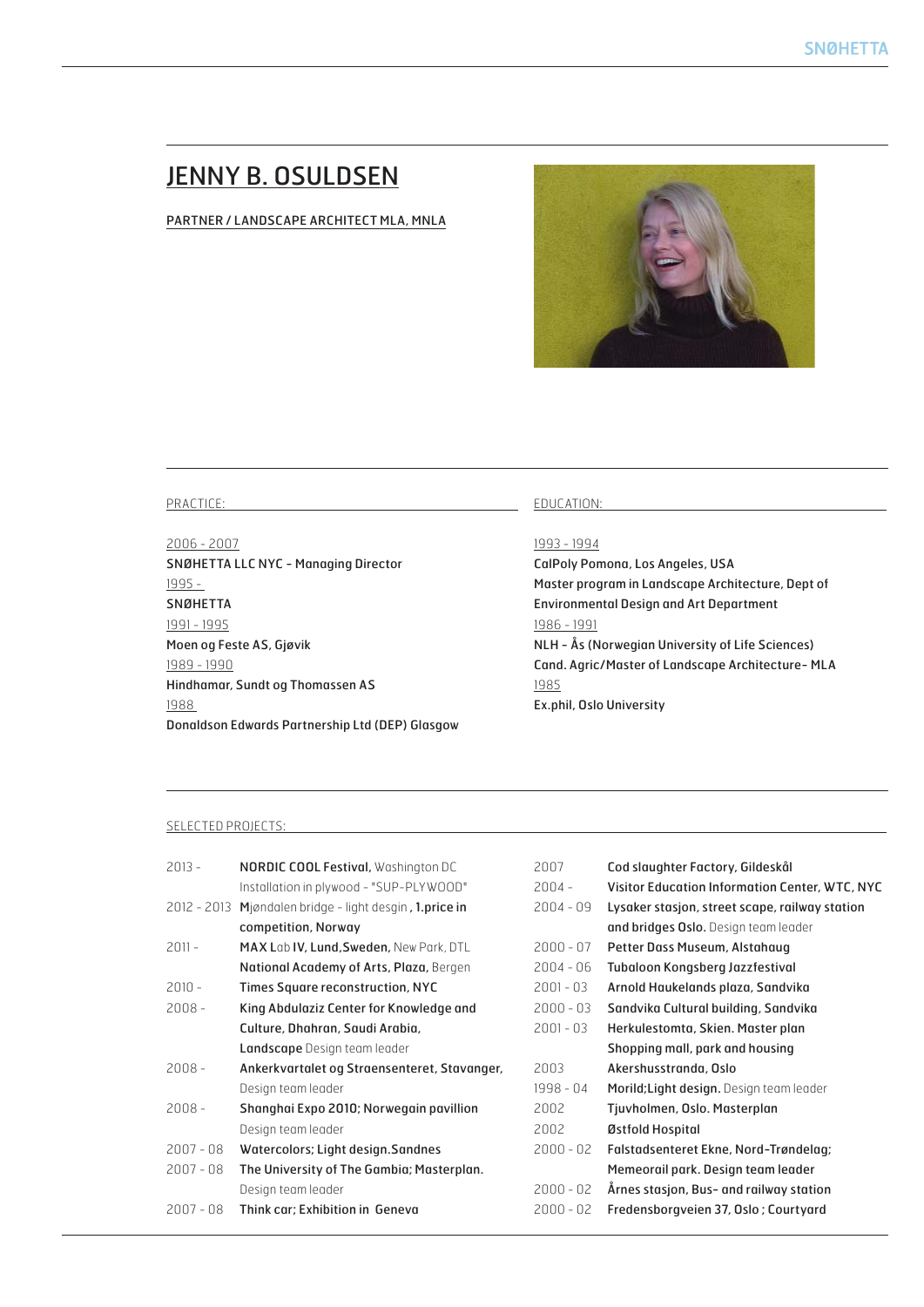# JENNY B. OSULDSEN

PARTNER / LANDSCAPE ARCHITECT MLA, MNLA

## PRACTICE:

2006 - 2007
**SNØHETTA LLC NYC - Managing Director**

1995 -
**SNØHETTA**

1991 - 1995
**Moen og Feste AS, Gjøvik**

1989 - 1990
**Hindhamar, Sundt og Thomassen AS**

1988
**Donaldson Edwards Partnership Ltd (DEP) Glasgow**

## EDUCATION:

1993 - 1994
**CalPoly Pomona, Los Angeles, USA**
**Master program in Landscape Architecture, Dept of Environmental Design and Art Department**

1986 - 1991
**NLH - Ås (Norwegian University of Life Sciences)**
**Cand. Agric/Master of Landscape Architecture- MLA**

1985
**Ex.phil, Oslo University**

## SELECTED PROJECTS:

| | |
|---|---|
| 2013 - | **NORDIC COOL Festival,** Washington DC<br>Installation in plywood - "SUP-PLYWOOD" |
| 2012 - 2013 | **M**jøndalen bridge - light desgin **, 1.price in competition, Norway** |
| 2011 - | **MAX L**ab **IV, Lund,Sweden,** New Park, DTL<br>**National Academy of Arts, Plaza,** Bergen |
| 2010 - | **Times Square reconstruction, NYC** |
| 2008 - | **King Abdulaziz Center for Knowledge and Culture, Dhahran, Saudi Arabia, Landscape** Design team leader |
| 2008 - | **Ankerkvartalet og Straensenteret, Stavanger,** Design team leader |
| 2008 - | **Shanghai Expo 2010; Norwegain pavillion** Design team leader |
| 2007 - 08 | **Watercolors; Light design.Sandnes** |
| 2007 - 08 | **The University of The Gambia; Masterplan.** Design team leader |
| 2007 - 08 | **Think car; Exhibition in Geneva** |
| 2007 | **Cod slaughter Factory, Gildeskål** |
| 2004 - | **Visitor Education Information Center, WTC, NYC** |
| 2004 - 09 | **Lysaker stasjon, street scape, railway station and bridges Oslo.** Design team leader |
| 2000 - 07 | **Petter Dass Museum, Alstahaug** |
| 2004 - 06 | **Tubaloon Kongsberg Jazzfestival** |
| 2001 - 03 | **Arnold Haukelands plaza, Sandvika** |
| 2000 - 03 | **Sandvika Cultural building, Sandvika** |
| 2001 - 03 | **Herkulestomta, Skien. Master plan**<br>**Shopping mall, park and housing** |
| 2003 | **Akershusstranda, Oslo** |
| 1998 - 04 | **Morild;Light design.** Design team leader |
| 2002 | **Tjuvholmen, Oslo. Masterplan** |
| 2002 | **Østfold Hospital** |
| 2000 - 02 | **Falstadsenteret Ekne, Nord-Trøndelag; Memeorail park. Design team leader** |
| 2000 - 02 | **Årnes stasjon, Bus- and railway station** |
| 2000 - 02 | **Fredensborgveien 37, Oslo ; Courtyard** |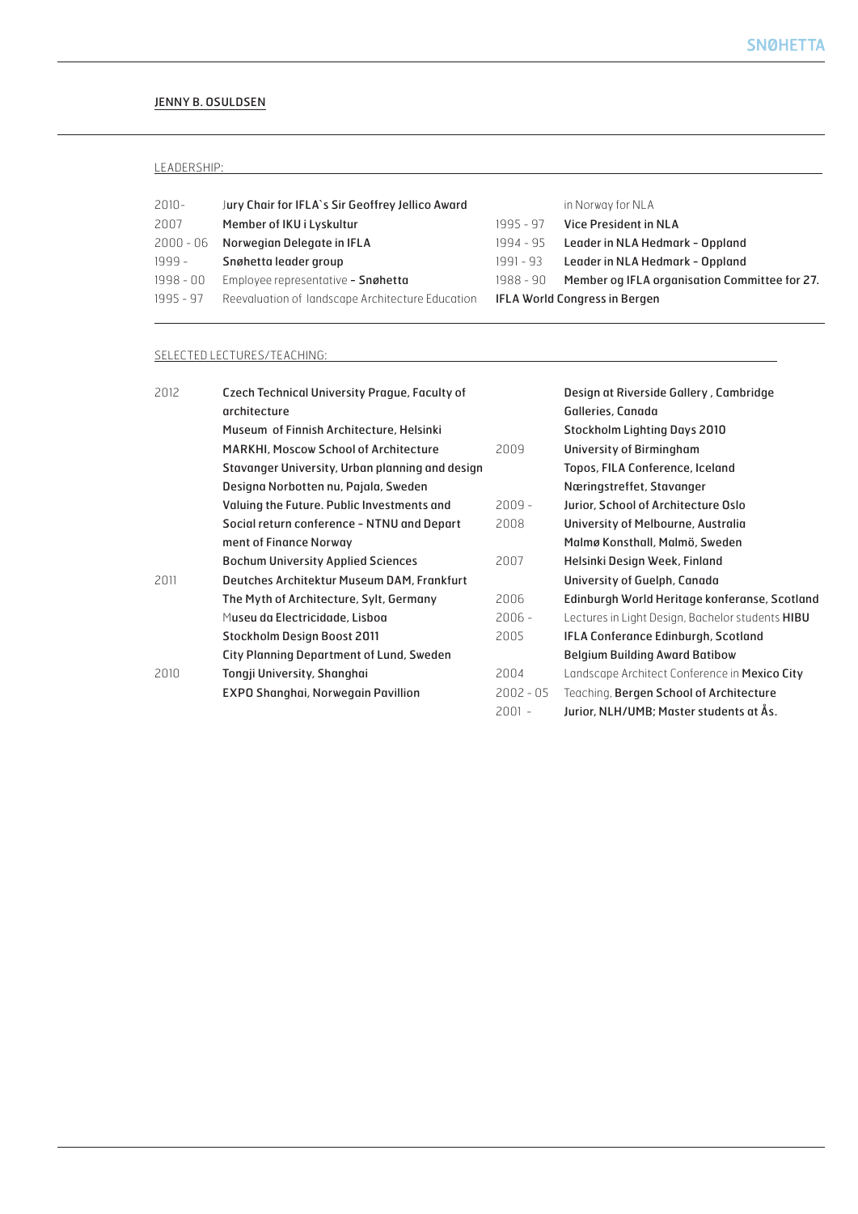JENNY B. OSULDSEN

LEADERSHIP:

| | |
|---|---|
| 2010- | **Jury Chair for IFLA`s Sir Geoffrey Jellico Award** in Norway for NLA |
| 2007 | **Member of IKU i Lyskultur** |
| 2000 - 06 | **Norwegian Delegate in IFLA** |
| 1999 - | **Snøhetta leader group** |
| 1998 - 00 | Employee representative **- Snøhetta** |
| 1995 - 97 | Reevaluation of landscape Architecture Education |
| 1995 - 97 | **Vice President in NLA** |
| 1994 - 95 | **Leader in NLA Hedmark - Oppland** |
| 1991 - 93 | **Leader in NLA Hedmark - Oppland** |
| 1988 - 90 | **Member og IFLA organisation Committee for 27. IFLA World Congress in Bergen** |

SELECTED LECTURES/TEACHING:

| | |
|---|---|
| 2012 | **Czech Technical University Prague, Faculty of architecture** |
| | **Museum of Finnish Architecture, Helsinki** |
| | **MARKHI, Moscow School of Architecture** |
| | **Stavanger University, Urban planning and design** |
| | **Designa Norbotten nu, Pajala, Sweden** |
| | **Valuing the Future. Public Investments and Social return conference - NTNU and Depart ment of Finance Norway** |
| | **Bochum University Applied Sciences** |
| 2011 | **Deutches Architektur Museum DAM, Frankfurt** |
| | **The Myth of Architecture, Sylt, Germany** |
| | **Museu da Electricidade, Lisboa** |
| | **Stockholm Design Boost 2011** |
| | **City Planning Department of Lund, Sweden** |
| 2010 | **Tongji University, Shanghai** |
| | **EXPO Shanghai, Norwegain Pavillion** |
| | **Design at Riverside Gallery , Cambridge Galleries, Canada** |
| | **Stockholm Lighting Days 2010** |
| 2009 | **University of Birmingham** |
| | **Topos, FILA Conference, Iceland** |
| | **Næringstreffet, Stavanger** |
| 2009 - | **Jurior, School of Architecture Oslo** |
| 2008 | **University of Melbourne, Australia** |
| | **Malmø Konsthall, Malmö, Sweden** |
| 2007 | **Helsinki Design Week, Finland** |
| | **University of Guelph, Canada** |
| 2006 | **Edinburgh World Heritage konferanse, Scotland** |
| 2006 - | Lectures in Light Design, Bachelor students **HIBU** |
| 2005 | **IFLA Conferance Edinburgh, Scotland** |
| | **Belgium Building Award Batibow** |
| 2004 | Landscape Architect Conference in **Mexico City** |
| 2002 - 05 | Teaching, **Bergen School of Architecture** |
| 2001 - | **Jurior, NLH/UMB; Master students at Ås.** |